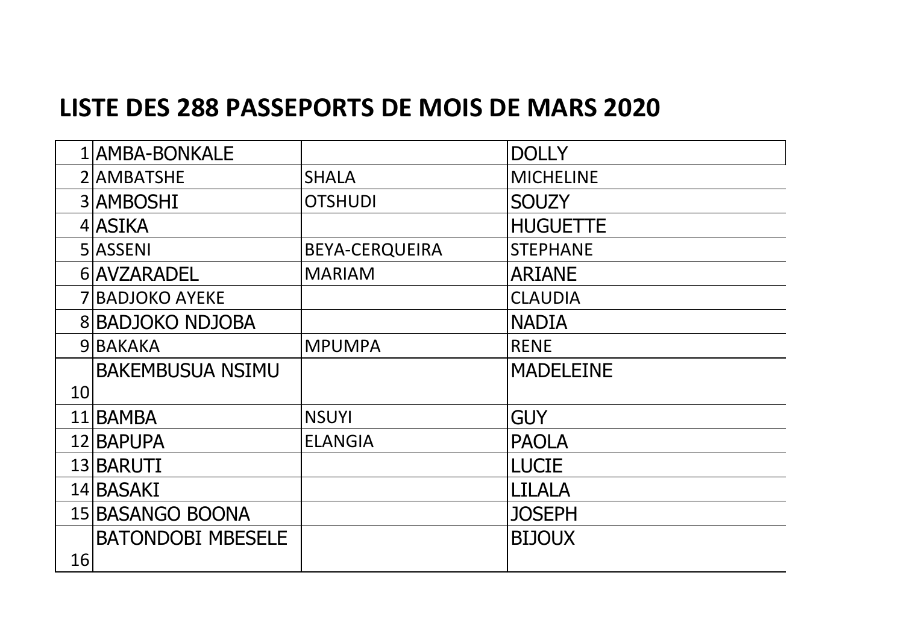# LISTE DES 288 PASSEPORTS DE MOIS DE MARS 2020

| | | | |
|---|---|---|---|
| 1 | AMBA-BONKALE | | DOLLY |
| 2 | AMBATSHE | SHALA | MICHELINE |
| 3 | AMBOSHI | OTSHUDI | SOUZY |
| 4 | ASIKA | | HUGUETTE |
| 5 | ASSENI | BEYA-CERQUEIRA | STEPHANE |
| 6 | AVZARADEL | MARIAM | ARIANE |
| 7 | BADJOKO AYEKE | | CLAUDIA |
| 8 | BADJOKO NDJOBA | | NADIA |
| 9 | BAKAKA | MPUMPA | RENE |
| 10 | BAKEMBUSUA NSIMU | | MADELEINE |
| 11 | BAMBA | NSUYI | GUY |
| 12 | BAPUPA | ELANGIA | PAOLA |
| 13 | BARUTI | | LUCIE |
| 14 | BASAKI | | LILALA |
| 15 | BASANGO BOONA | | JOSEPH |
| 16 | BATONDOBI MBESELE | | BIJOUX |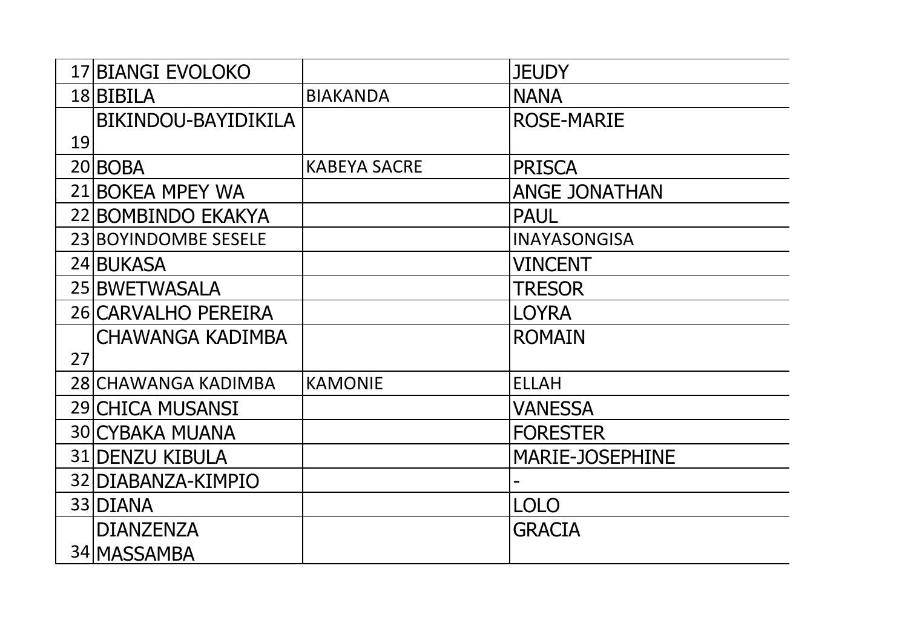| | | | |
|---|---|---|---|
| 17 | BIANGI EVOLOKO | | JEUDY |
| 18 | BIBILA | BIAKANDA | NANA |
| 19 | BIKINDOU-BAYIDIKILA | | ROSE-MARIE |
| 20 | BOBA | KABEYA SACRE | PRISCA |
| 21 | BOKEA MPEY WA | | ANGE JONATHAN |
| 22 | BOMBINDO EKAKYA | | PAUL |
| 23 | BOYINDOMBE SESELE | | INAYASONGISA |
| 24 | BUKASA | | VINCENT |
| 25 | BWETWASALA | | TRESOR |
| 26 | CARVALHO PEREIRA | | LOYRA |
| 27 | CHAWANGA KADIMBA | | ROMAIN |
| 28 | CHAWANGA KADIMBA | KAMONIE | ELLAH |
| 29 | CHICA MUSANSI | | VANESSA |
| 30 | CYBAKA MUANA | | FORESTER |
| 31 | DENZU KIBULA | | MARIE-JOSEPHINE |
| 32 | DIABANZA-KIMPIO | | - |
| 33 | DIANA | | LOLO |
| 34 | DIANZENZA MASSAMBA | | GRACIA |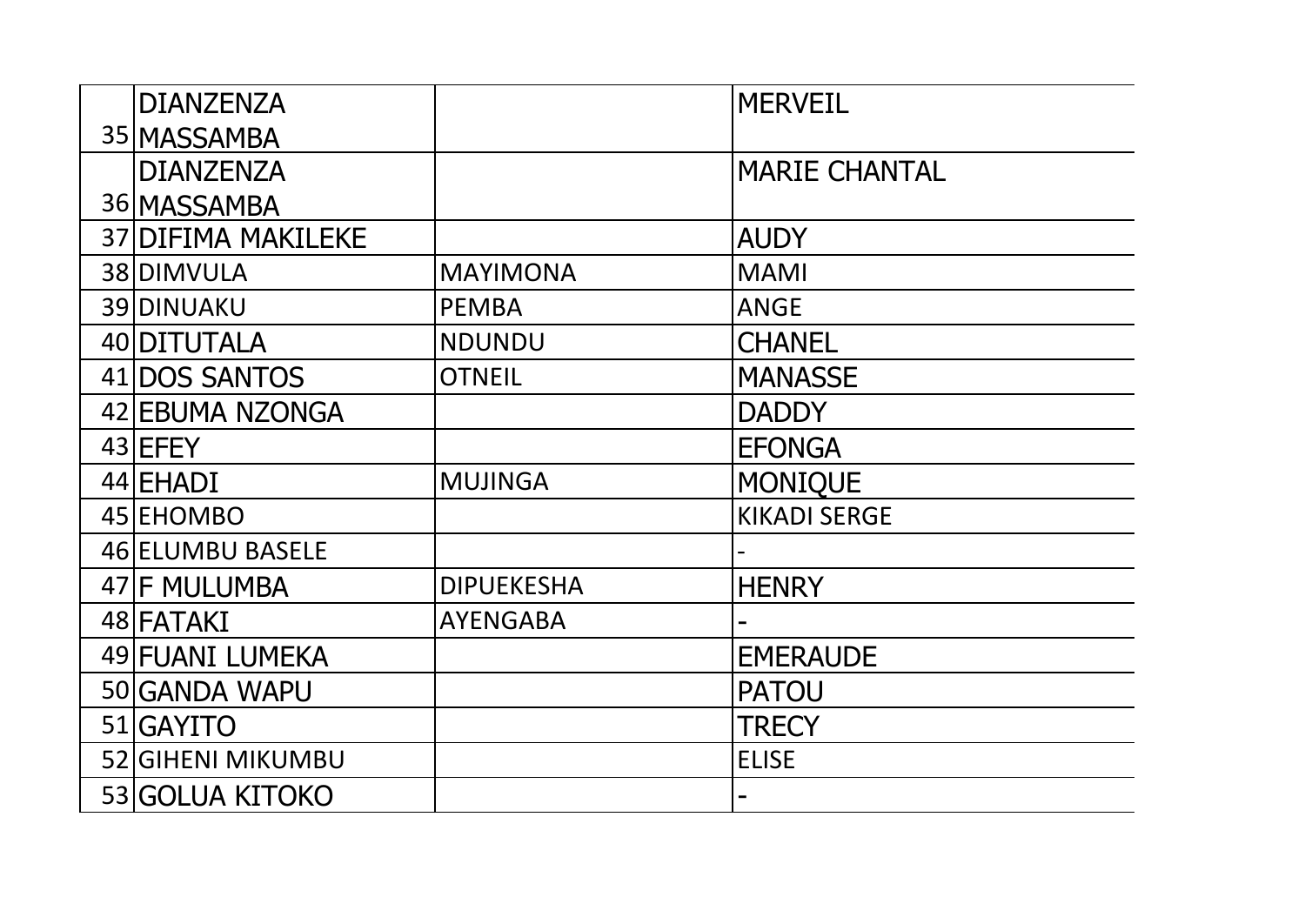| | | | |
|---|---|---|---|
| 35 | DIANZENZA MASSAMBA | | MERVEIL |
| 36 | DIANZENZA MASSAMBA | | MARIE CHANTAL |
| 37 | DIFIMA MAKILEKE | | AUDY |
| 38 | DIMVULA | MAYIMONA | MAMI |
| 39 | DINUAKU | PEMBA | ANGE |
| 40 | DITUTALA | NDUNDU | CHANEL |
| 41 | DOS SANTOS | OTNEIL | MANASSE |
| 42 | EBUMA NZONGA | | DADDY |
| 43 | EFEY | | EFONGA |
| 44 | EHADI | MUJINGA | MONIQUE |
| 45 | EHOMBO | | KIKADI SERGE |
| 46 | ELUMBU BASELE | | - |
| 47 | F MULUMBA | DIPUEKESHA | HENRY |
| 48 | FATAKI | AYENGABA | - |
| 49 | FUANI LUMEKA | | EMERAUDE |
| 50 | GANDA WAPU | | PATOU |
| 51 | GAYITO | | TRECY |
| 52 | GIHENI MIKUMBU | | ELISE |
| 53 | GOLUA KITOKO | | - |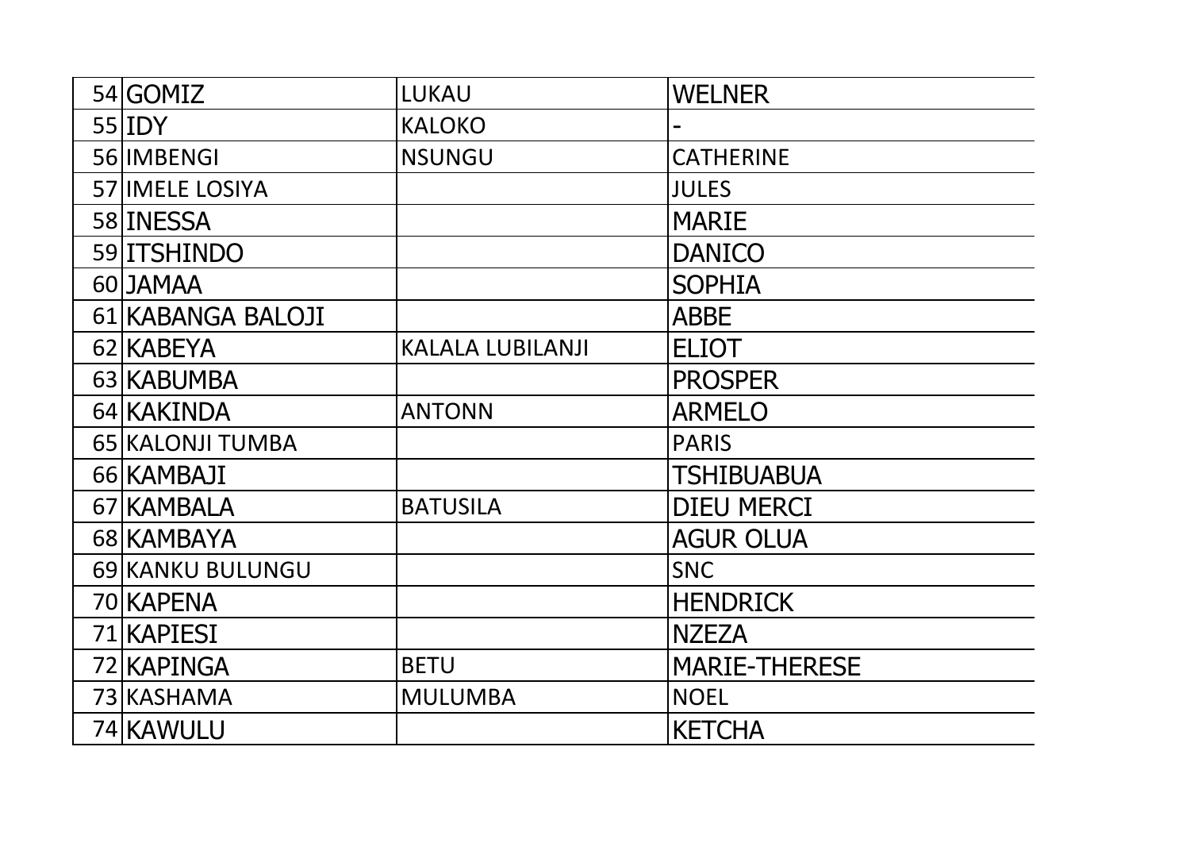| | | | |
|---|---|---|---|
| 54 | GOMIZ | LUKAU | WELNER |
| 55 | IDY | KALOKO | - |
| 56 | IMBENGI | NSUNGU | CATHERINE |
| 57 | IMELE LOSIYA | | JULES |
| 58 | INESSA | | MARIE |
| 59 | ITSHINDO | | DANICO |
| 60 | JAMAA | | SOPHIA |
| 61 | KABANGA BALOJI | | ABBE |
| 62 | KABEYA | KALALA LUBILANJI | ELIOT |
| 63 | KABUMBA | | PROSPER |
| 64 | KAKINDA | ANTONN | ARMELO |
| 65 | KALONJI TUMBA | | PARIS |
| 66 | KAMBAJI | | TSHIBUABUA |
| 67 | KAMBALA | BATUSILA | DIEU MERCI |
| 68 | KAMBAYA | | AGUR OLUA |
| 69 | KANKU BULUNGU | | SNC |
| 70 | KAPENA | | HENDRICK |
| 71 | KAPIESI | | NZEZA |
| 72 | KAPINGA | BETU | MARIE-THERESE |
| 73 | KASHAMA | MULUMBA | NOEL |
| 74 | KAWULU | | KETCHA |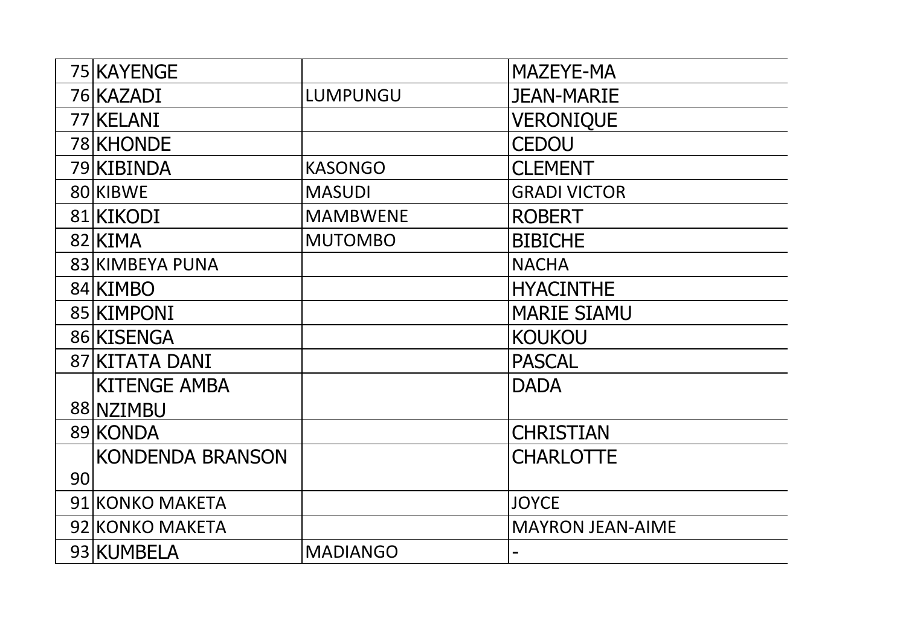| | | | |
|---|---|---|---|
| 75 | KAYENGE | | MAZEYE-MA |
| 76 | KAZADI | LUMPUNGU | JEAN-MARIE |
| 77 | KELANI | | VERONIQUE |
| 78 | KHONDE | | CEDOU |
| 79 | KIBINDA | KASONGO | CLEMENT |
| 80 | KIBWE | MASUDI | GRADI VICTOR |
| 81 | KIKODI | MAMBWENE | ROBERT |
| 82 | KIMA | MUTOMBO | BIBICHE |
| 83 | KIMBEYA PUNA | | NACHA |
| 84 | KIMBO | | HYACINTHE |
| 85 | KIMPONI | | MARIE SIAMU |
| 86 | KISENGA | | KOUKOU |
| 87 | KITATA DANI | | PASCAL |
| 88 | KITENGE AMBA NZIMBU | | DADA |
| 89 | KONDA | | CHRISTIAN |
| 90 | KONDENDA BRANSON | | CHARLOTTE |
| 91 | KONKO MAKETA | | JOYCE |
| 92 | KONKO MAKETA | | MAYRON JEAN-AIME |
| 93 | KUMBELA | MADIANGO | - |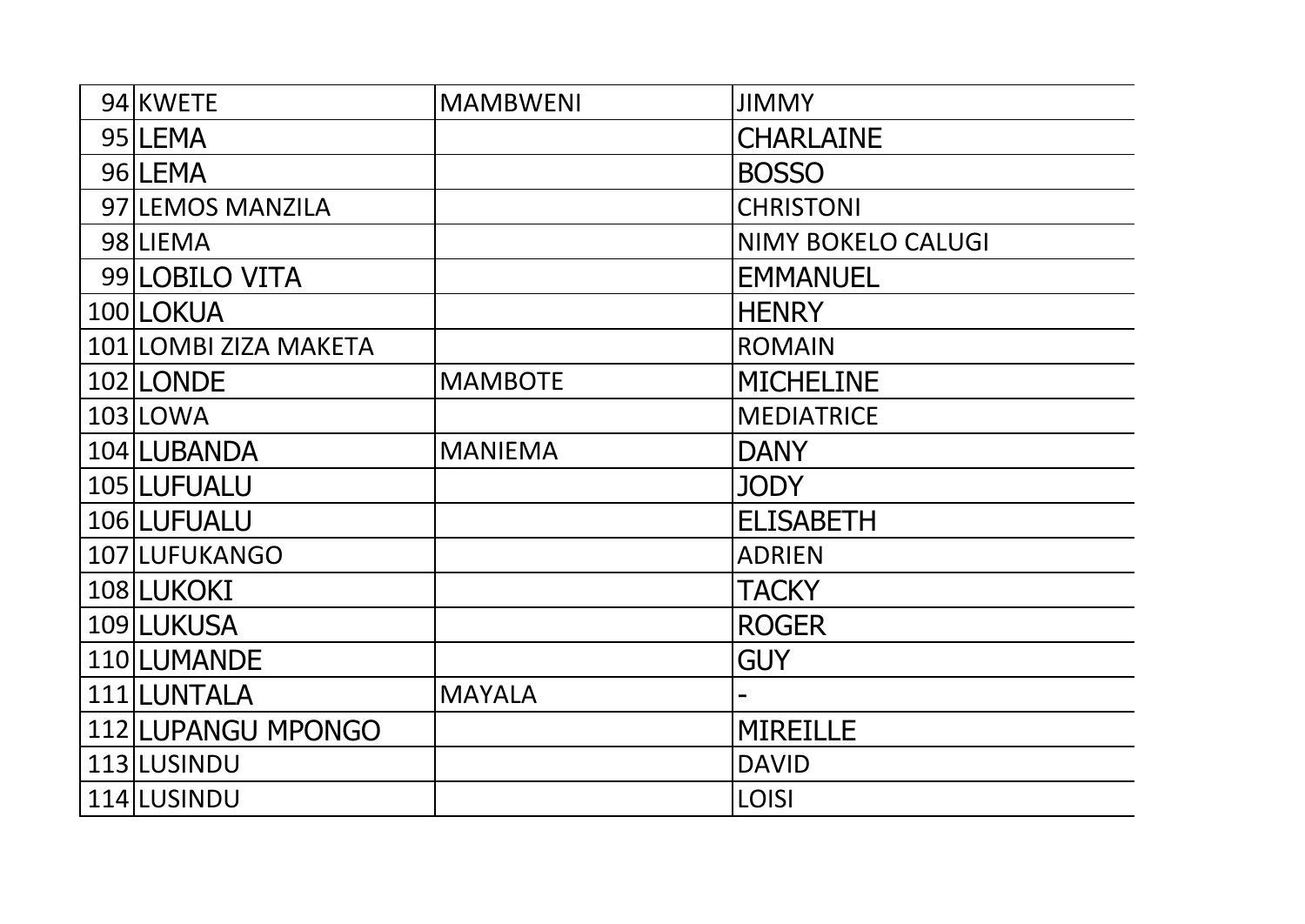| | | | |
|---|---|---|---|
| 94 | KWETE | MAMBWENI | JIMMY |
| 95 | LEMA | | CHARLAINE |
| 96 | LEMA | | BOSSO |
| 97 | LEMOS MANZILA | | CHRISTONI |
| 98 | LIEMA | | NIMY BOKELO CALUGI |
| 99 | LOBILO VITA | | EMMANUEL |
| 100 | LOKUA | | HENRY |
| 101 | LOMBI ZIZA MAKETA | | ROMAIN |
| 102 | LONDE | MAMBOTE | MICHELINE |
| 103 | LOWA | | MEDIATRICE |
| 104 | LUBANDA | MANIEMA | DANY |
| 105 | LUFUALU | | JODY |
| 106 | LUFUALU | | ELISABETH |
| 107 | LUFUKANGO | | ADRIEN |
| 108 | LUKOKI | | TACKY |
| 109 | LUKUSA | | ROGER |
| 110 | LUMANDE | | GUY |
| 111 | LUNTALA | MAYALA | - |
| 112 | LUPANGU MPONGO | | MIREILLE |
| 113 | LUSINDU | | DAVID |
| 114 | LUSINDU | | LOISI |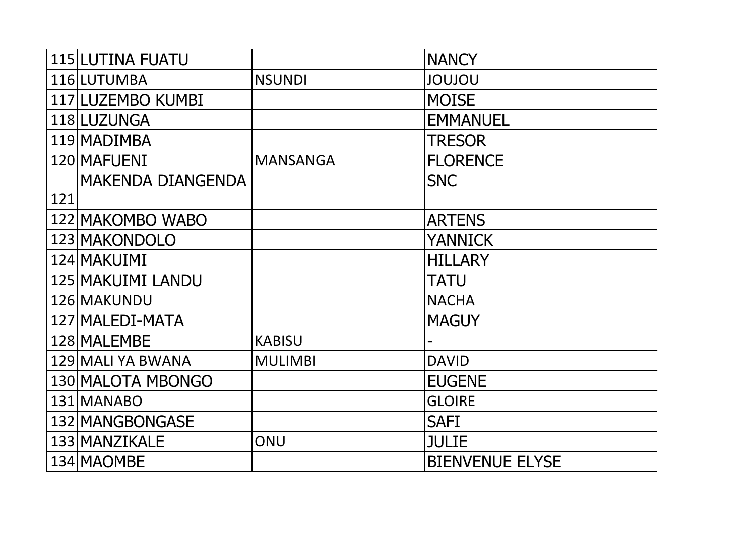| | | | |
|---|---|---|---|
| 115 | LUTINA FUATU | | NANCY |
| 116 | LUTUMBA | NSUNDI | JOUJOU |
| 117 | LUZEMBO KUMBI | | MOISE |
| 118 | LUZUNGA | | EMMANUEL |
| 119 | MADIMBA | | TRESOR |
| 120 | MAFUENI | MANSANGA | FLORENCE |
| 121 | MAKENDA DIANGENDA | | SNC |
| 122 | MAKOMBO WABO | | ARTENS |
| 123 | MAKONDOLO | | YANNICK |
| 124 | MAKUIMI | | HILLARY |
| 125 | MAKUIMI LANDU | | TATU |
| 126 | MAKUNDU | | NACHA |
| 127 | MALEDI-MATA | | MAGUY |
| 128 | MALEMBE | KABISU | - |
| 129 | MALI YA BWANA | MULIMBI | DAVID |
| 130 | MALOTA MBONGO | | EUGENE |
| 131 | MANABO | | GLOIRE |
| 132 | MANGBONGASE | | SAFI |
| 133 | MANZIKALE | ONU | JULIE |
| 134 | MAOMBE | | BIENVENUE ELYSE |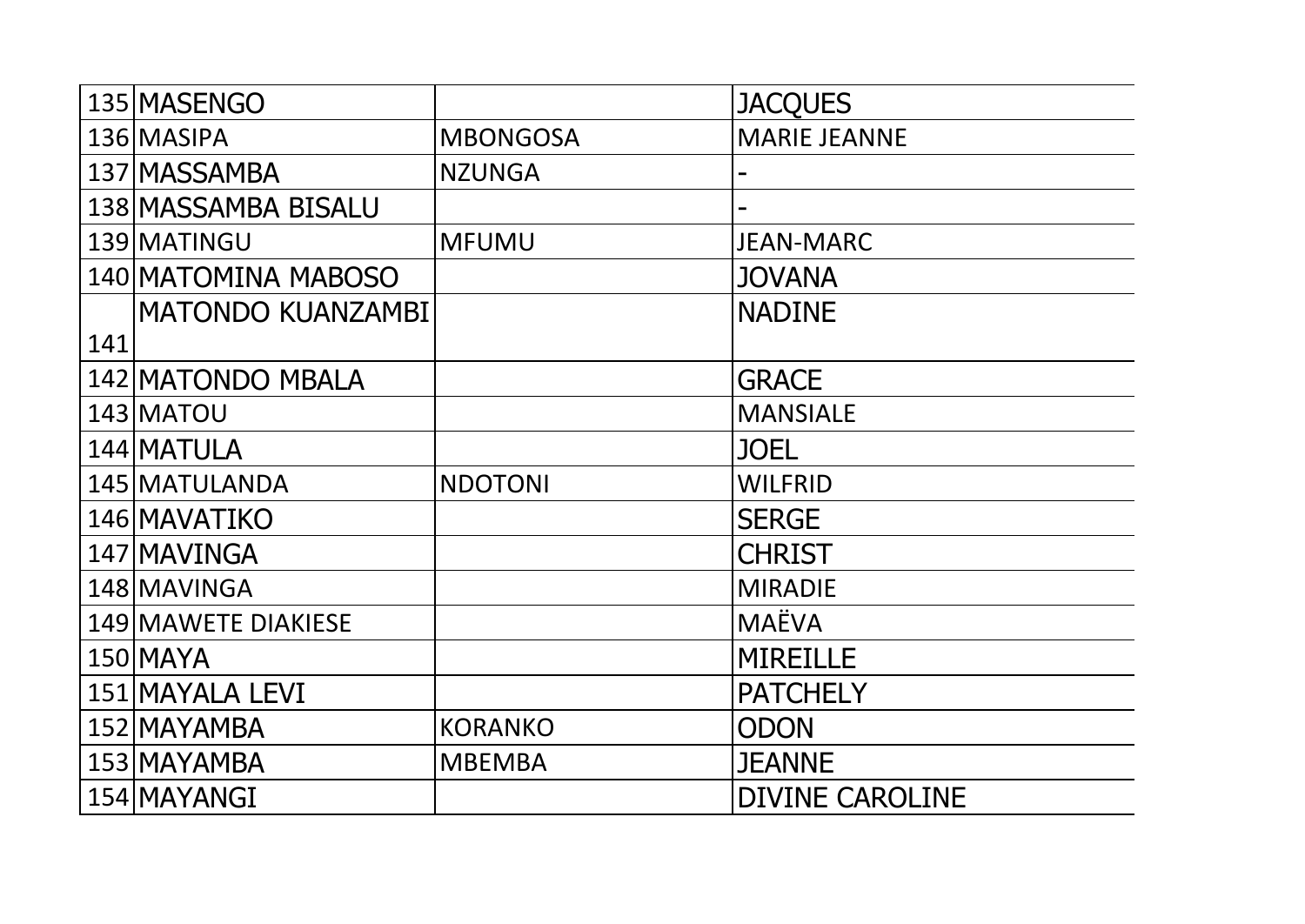| | | | |
|---|---|---|---|
| 135 | MASENGO | | JACQUES |
| 136 | MASIPA | MBONGOSA | MARIE JEANNE |
| 137 | MASSAMBA | NZUNGA | - |
| 138 | MASSAMBA BISALU | | - |
| 139 | MATINGU | MFUMU | JEAN-MARC |
| 140 | MATOMINA MABOSO | | JOVANA |
| 141 | MATONDO KUANZAMBI | | NADINE |
| 142 | MATONDO MBALA | | GRACE |
| 143 | MATOU | | MANSIALE |
| 144 | MATULA | | JOEL |
| 145 | MATULANDA | NDOTONI | WILFRID |
| 146 | MAVATIKO | | SERGE |
| 147 | MAVINGA | | CHRIST |
| 148 | MAVINGA | | MIRADIE |
| 149 | MAWETE DIAKIESE | | MAËVA |
| 150 | MAYA | | MIREILLE |
| 151 | MAYALA LEVI | | PATCHELY |
| 152 | MAYAMBA | KORANKO | ODON |
| 153 | MAYAMBA | MBEMBA | JEANNE |
| 154 | MAYANGI | | DIVINE CAROLINE |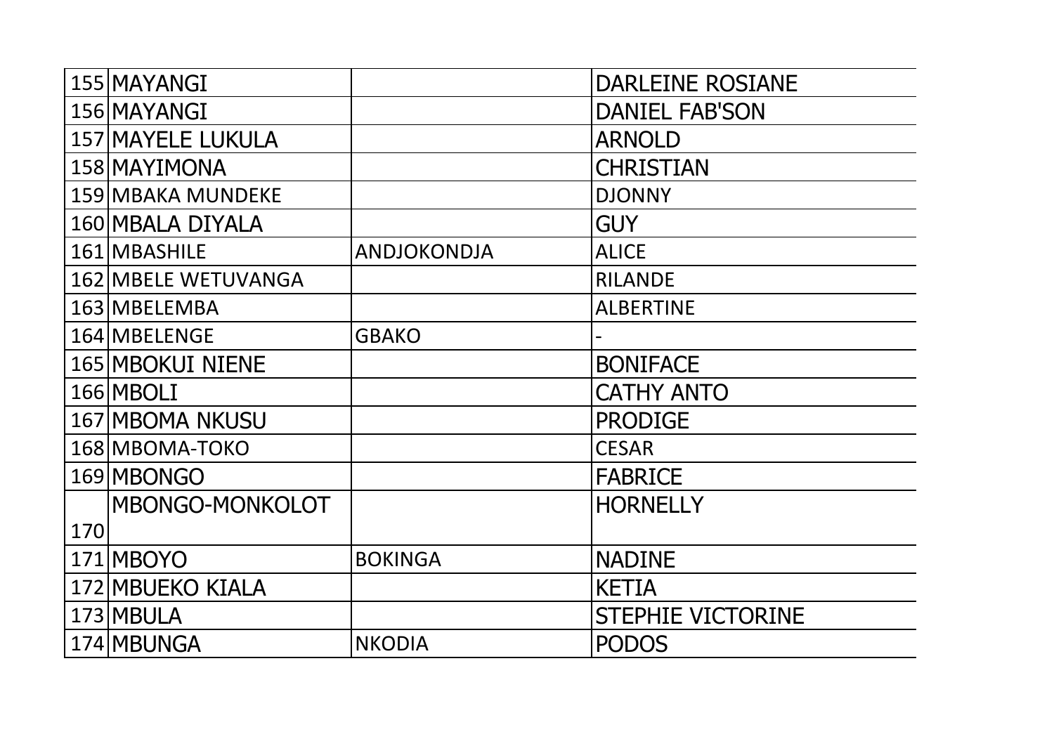| | | | |
|---|---|---|---|
| 155 | MAYANGI | | DARLEINE ROSIANE |
| 156 | MAYANGI | | DANIEL FAB'SON |
| 157 | MAYELE LUKULA | | ARNOLD |
| 158 | MAYIMONA | | CHRISTIAN |
| 159 | MBAKA MUNDEKE | | DJONNY |
| 160 | MBALA DIYALA | | GUY |
| 161 | MBASHILE | ANDJOKONDJA | ALICE |
| 162 | MBELE WETUVANGA | | RILANDE |
| 163 | MBELEMBA | | ALBERTINE |
| 164 | MBELENGE | GBAKO | - |
| 165 | MBOKUI NIENE | | BONIFACE |
| 166 | MBOLI | | CATHY ANTO |
| 167 | MBOMA NKUSU | | PRODIGE |
| 168 | MBOMA-TOKO | | CESAR |
| 169 | MBONGO | | FABRICE |
| 170 | MBONGO-MONKOLOT | | HORNELLY |
| 171 | MBOYO | BOKINGA | NADINE |
| 172 | MBUEKO KIALA | | KETIA |
| 173 | MBULA | | STEPHIE VICTORINE |
| 174 | MBUNGA | NKODIA | PODOS |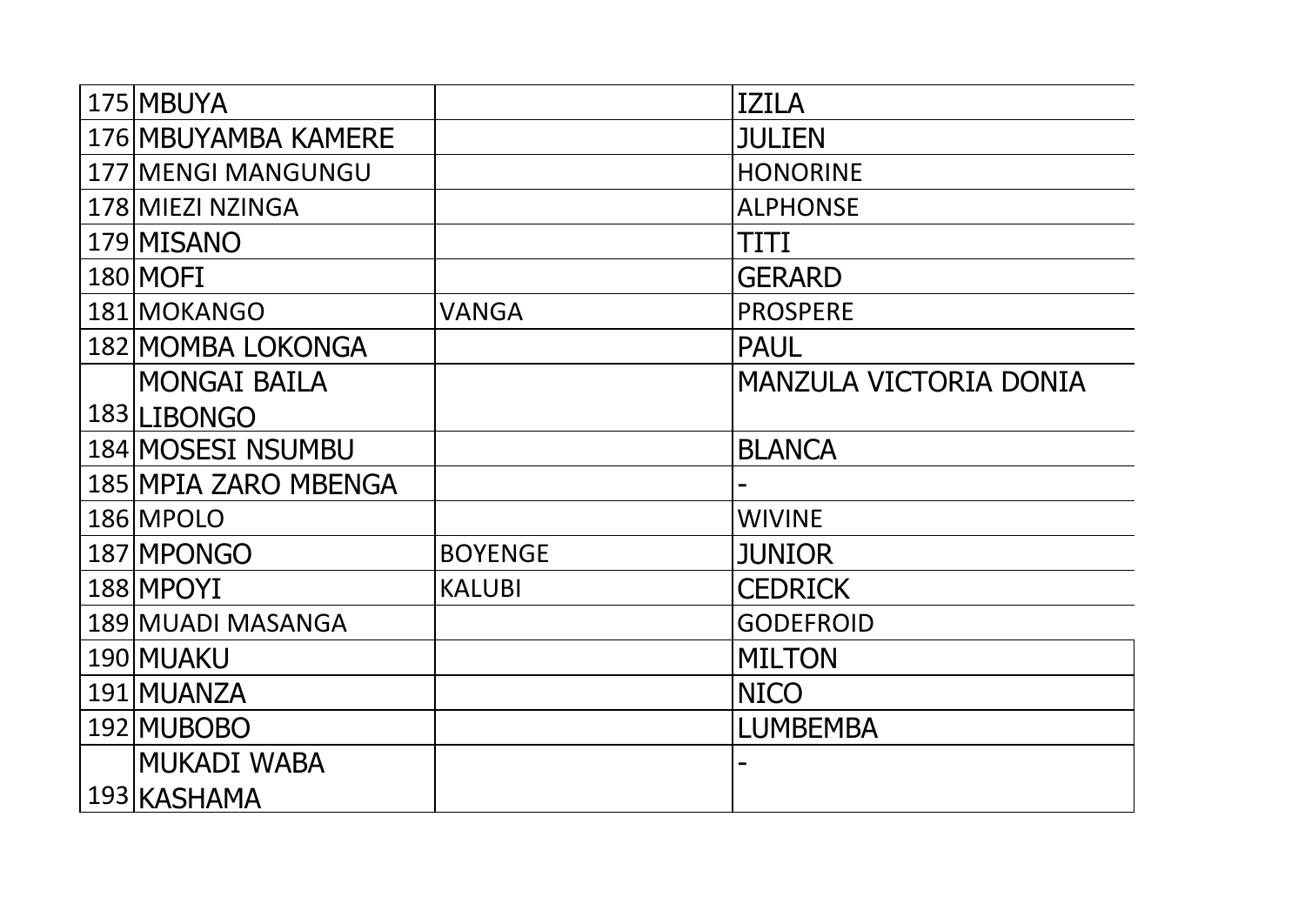| | | | |
|---|---|---|---|
| 175 | MBUYA | | IZILA |
| 176 | MBUYAMBA KAMERE | | JULIEN |
| 177 | MENGI MANGUNGU | | HONORINE |
| 178 | MIEZI NZINGA | | ALPHONSE |
| 179 | MISANO | | TITI |
| 180 | MOFI | | GERARD |
| 181 | MOKANGO | VANGA | PROSPERE |
| 182 | MOMBA LOKONGA | | PAUL |
| 183 | MONGAI BAILA LIBONGO | | MANZULA VICTORIA DONIA |
| 184 | MOSESI NSUMBU | | BLANCA |
| 185 | MPIA ZARO MBENGA | | - |
| 186 | MPOLO | | WIVINE |
| 187 | MPONGO | BOYENGE | JUNIOR |
| 188 | MPOYI | KALUBI | CEDRICK |
| 189 | MUADI MASANGA | | GODEFROID |
| 190 | MUAKU | | MILTON |
| 191 | MUANZA | | NICO |
| 192 | MUBOBO | | LUMBEMBA |
| 193 | MUKADI WABA KASHAMA | | - |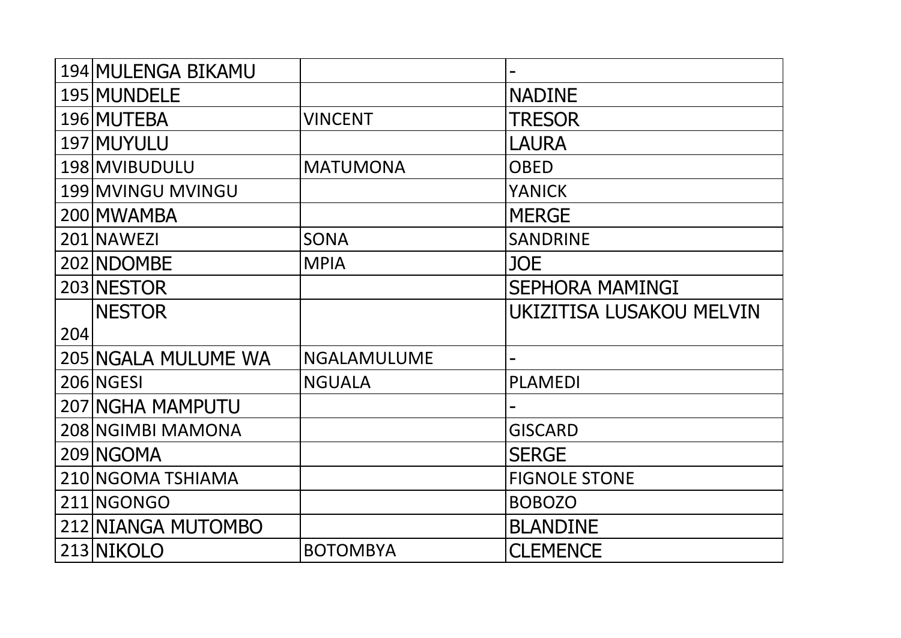| | | | |
|---|---|---|---|
| 194 | MULENGA BIKAMU | | - |
| 195 | MUNDELE | | NADINE |
| 196 | MUTEBA | VINCENT | TRESOR |
| 197 | MUYULU | | LAURA |
| 198 | MVIBUDULU | MATUMONA | OBED |
| 199 | MVINGU MVINGU | | YANICK |
| 200 | MWAMBA | | MERGE |
| 201 | NAWEZI | SONA | SANDRINE |
| 202 | NDOMBE | MPIA | JOE |
| 203 | NESTOR | | SEPHORA MAMINGI |
| 204 | NESTOR | | UKIZITISA LUSAKOU MELVIN |
| 205 | NGALA MULUME WA | NGALAMULUME | - |
| 206 | NGESI | NGUALA | PLAMEDI |
| 207 | NGHA MAMPUTU | | - |
| 208 | NGIMBI MAMONA | | GISCARD |
| 209 | NGOMA | | SERGE |
| 210 | NGOMA TSHIAMA | | FIGNOLE STONE |
| 211 | NGONGO | | BOBOZO |
| 212 | NIANGA MUTOMBO | | BLANDINE |
| 213 | NIKOLO | BOTOMBYA | CLEMENCE |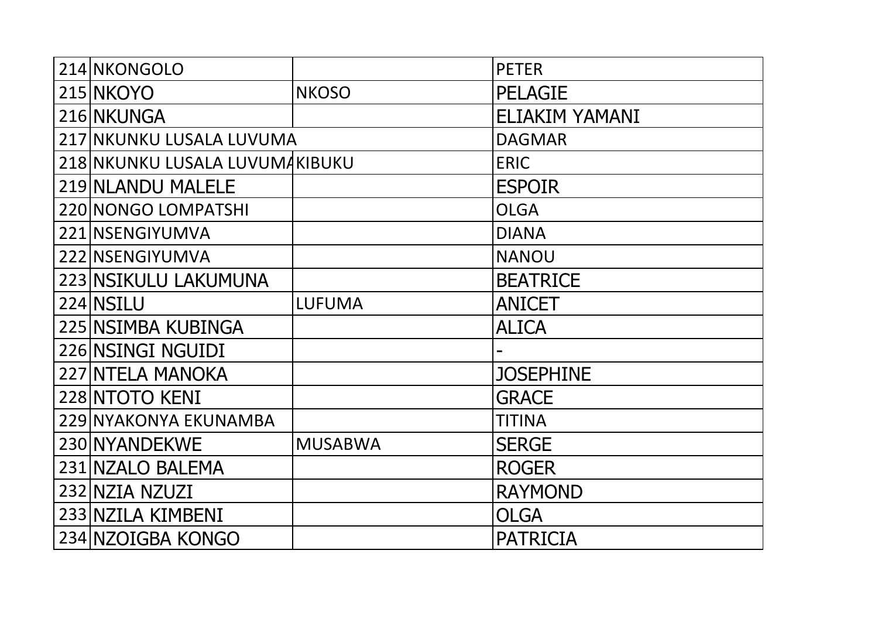| 214 | NKONGOLO | | PETER |
|---|---|---|---|
| 215 | NKOYO | NKOSO | PELAGIE |
| 216 | NKUNGA | | ELIAKIM YAMANI |
| 217 | NKUNKU LUSALA LUVUMA | | DAGMAR |
| 218 | NKUNKU LUSALA LUVUMA | KIBUKU | ERIC |
| 219 | NLANDU MALELE | | ESPOIR |
| 220 | NONGO LOMPATSHI | | OLGA |
| 221 | NSENGIYUMVA | | DIANA |
| 222 | NSENGIYUMVA | | NANOU |
| 223 | NSIKULU LAKUMUNA | | BEATRICE |
| 224 | NSILU | LUFUMA | ANICET |
| 225 | NSIMBA KUBINGA | | ALICA |
| 226 | NSINGI NGUIDI | | - |
| 227 | NTELA MANOKA | | JOSEPHINE |
| 228 | NTOTO KENI | | GRACE |
| 229 | NYAKONYA EKUNAMBA | | TITINA |
| 230 | NYANDEKWE | MUSABWA | SERGE |
| 231 | NZALO BALEMA | | ROGER |
| 232 | NZIA NZUZI | | RAYMOND |
| 233 | NZILA KIMBENI | | OLGA |
| 234 | NZOIGBA KONGO | | PATRICIA |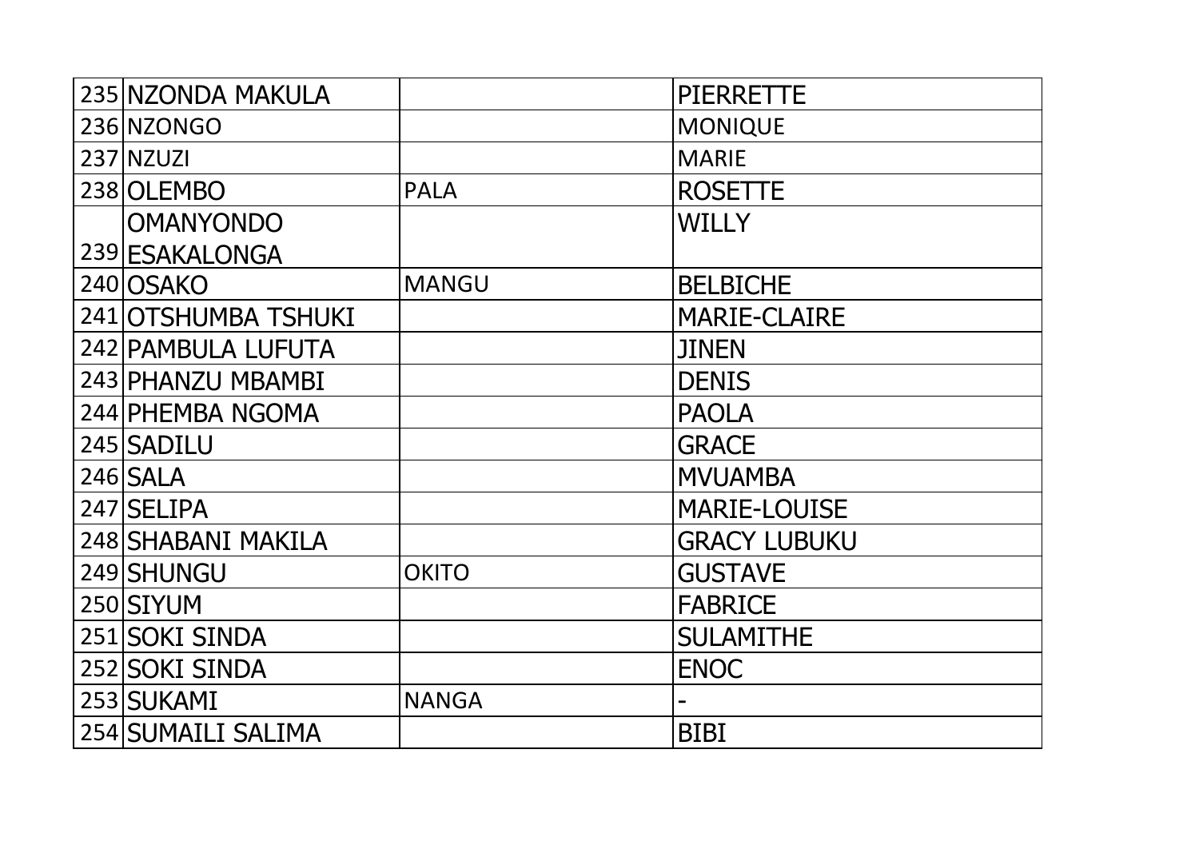| | | | |
|---|---|---|---|
| 235 | NZONDA MAKULA | | PIERRETTE |
| 236 | NZONGO | | MONIQUE |
| 237 | NZUZI | | MARIE |
| 238 | OLEMBO | PALA | ROSETTE |
| 239 | OMANYONDO ESAKALONGA | | WILLY |
| 240 | OSAKO | MANGU | BELBICHE |
| 241 | OTSHUMBA TSHUKI | | MARIE-CLAIRE |
| 242 | PAMBULA LUFUTA | | JINEN |
| 243 | PHANZU MBAMBI | | DENIS |
| 244 | PHEMBA NGOMA | | PAOLA |
| 245 | SADILU | | GRACE |
| 246 | SALA | | MVUAMBA |
| 247 | SELIPA | | MARIE-LOUISE |
| 248 | SHABANI MAKILA | | GRACY LUBUKU |
| 249 | SHUNGU | OKITO | GUSTAVE |
| 250 | SIYUM | | FABRICE |
| 251 | SOKI SINDA | | SULAMITHE |
| 252 | SOKI SINDA | | ENOC |
| 253 | SUKAMI | NANGA | - |
| 254 | SUMAILI SALIMA | | BIBI |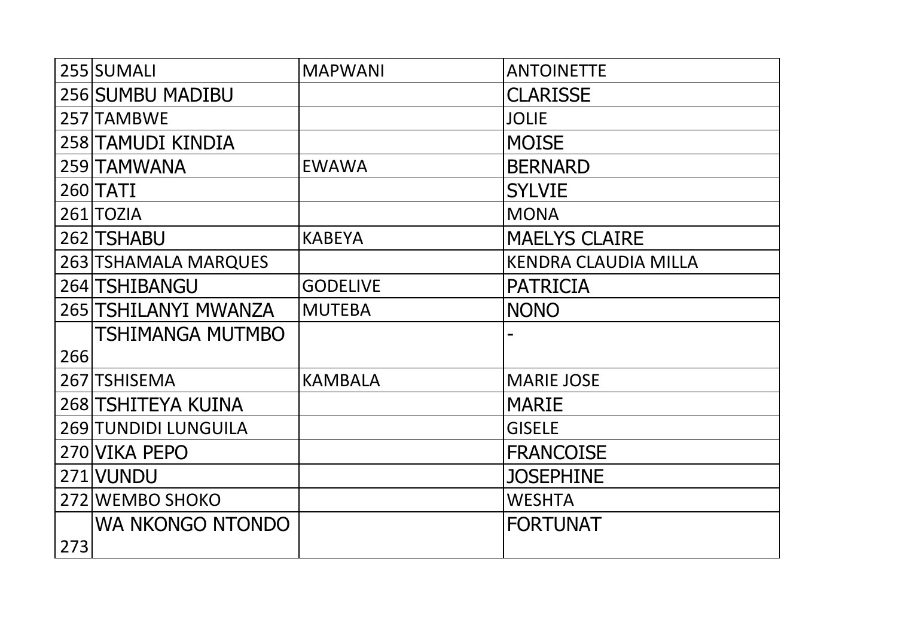| | | | |
|---|---|---|---|
| 255 | SUMALI | MAPWANI | ANTOINETTE |
| 256 | SUMBU MADIBU | | CLARISSE |
| 257 | TAMBWE | | JOLIE |
| 258 | TAMUDI KINDIA | | MOISE |
| 259 | TAMWANA | EWAWA | BERNARD |
| 260 | TATI | | SYLVIE |
| 261 | TOZIA | | MONA |
| 262 | TSHABU | KABEYA | MAELYS CLAIRE |
| 263 | TSHAMALA MARQUES | | KENDRA CLAUDIA MILLA |
| 264 | TSHIBANGU | GODELIVE | PATRICIA |
| 265 | TSHILANYI MWANZA | MUTEBA | NONO |
| 266 | TSHIMANGA MUTMBO | | - |
| 267 | TSHISEMA | KAMBALA | MARIE JOSE |
| 268 | TSHITEYA KUINA | | MARIE |
| 269 | TUNDIDI LUNGUILA | | GISELE |
| 270 | VIKA PEPO | | FRANCOISE |
| 271 | VUNDU | | JOSEPHINE |
| 272 | WEMBO SHOKO | | WESHTA |
| 273 | WA NKONGO NTONDO | | FORTUNAT |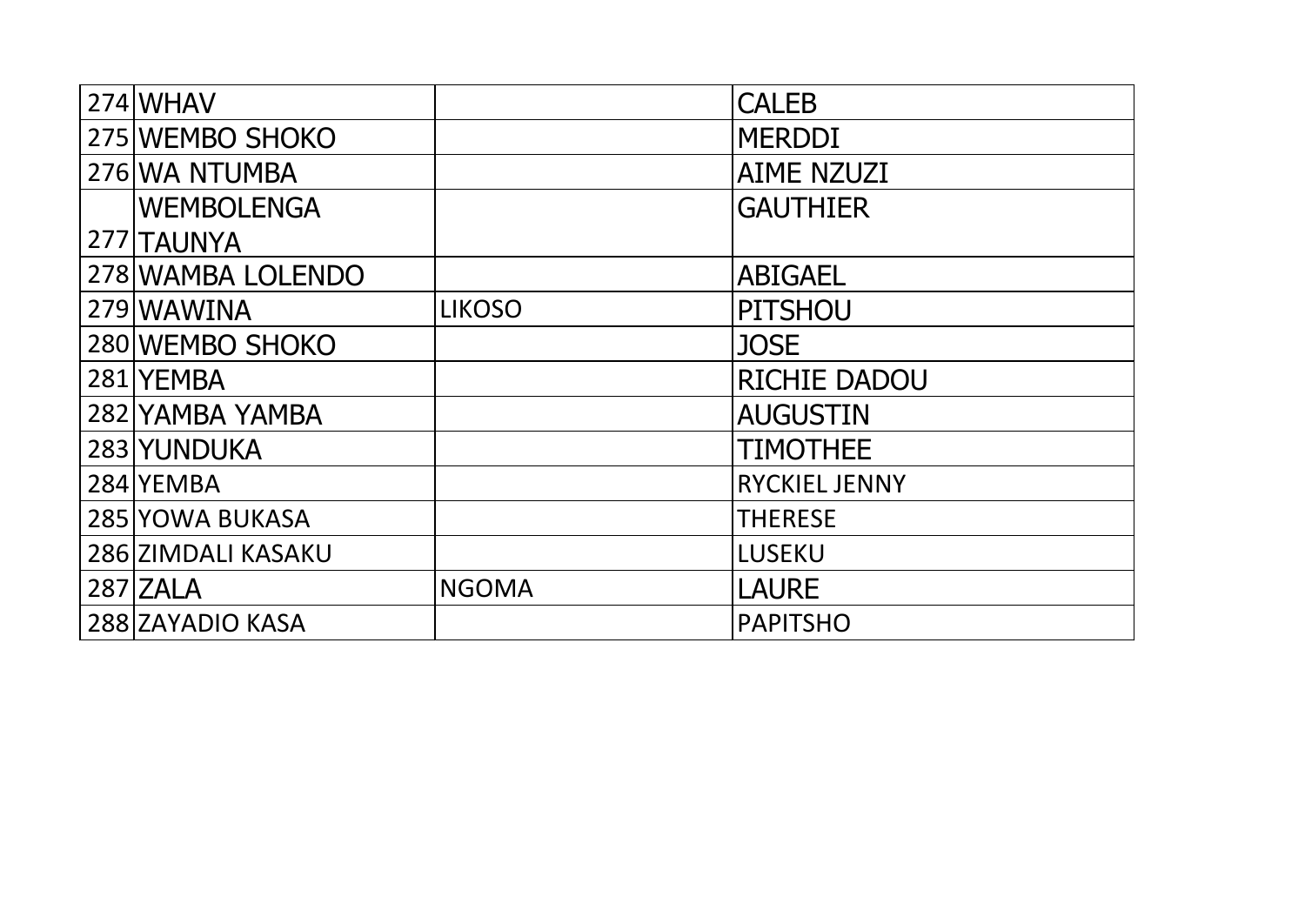| | | | |
|---|---|---|---|
| 274 | WHAV | | CALEB |
| 275 | WEMBO SHOKO | | MERDDI |
| 276 | WA NTUMBA | | AIME NZUZI |
| 277 | WEMBOLENGA TAUNYA | | GAUTHIER |
| 278 | WAMBA LOLENDO | | ABIGAEL |
| 279 | WAWINA | LIKOSO | PITSHOU |
| 280 | WEMBO SHOKO | | JOSE |
| 281 | YEMBA | | RICHIE DADOU |
| 282 | YAMBA YAMBA | | AUGUSTIN |
| 283 | YUNDUKA | | TIMOTHEE |
| 284 | YEMBA | | RYCKIEL JENNY |
| 285 | YOWA BUKASA | | THERESE |
| 286 | ZIMDALI KASAKU | | LUSEKU |
| 287 | ZALA | NGOMA | LAURE |
| 288 | ZAYADIO KASA | | PAPITSHO |